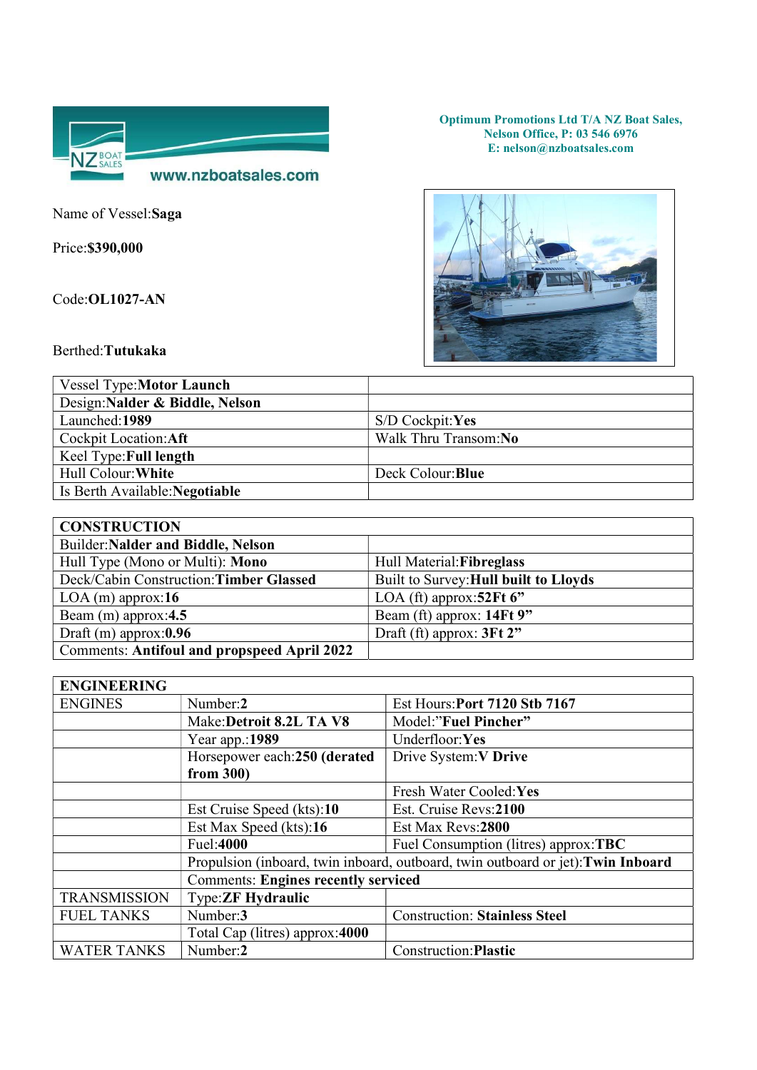Optimum Promotions Ltd T/A NZ Boat Sales,
Nelson Office, P: 03 546 6976
E: nelson@nzboatsales.com

www.nzboatsales.com

Name of Vessel: **Saga**

Price: **$390,000**

Code: **OL1027-AN**

Berthed: **Tutukaka**

| | |
|---|---|
| Vessel Type: **Motor Launch** | |
| Design: **Nalder & Biddle, Nelson** | |
| Launched: **1989** | S/D Cockpit: **Yes** |
| Cockpit Location: **Aft** | Walk Thru Transom: **No** |
| Keel Type: **Full length** | |
| Hull Colour: **White** | Deck Colour: **Blue** |
| Is Berth Available: **Negotiable** | |

| **CONSTRUCTION** | |
|---|---|
| Builder: **Nalder and Biddle, Nelson** | |
| Hull Type (Mono or Multi): **Mono** | Hull Material: **Fibreglass** |
| Deck/Cabin Construction: **Timber Glassed** | Built to Survey: **Hull built to Lloyds** |
| LOA (m) approx: **16** | LOA (ft) approx: **52Ft 6"** |
| Beam (m) approx: **4.5** | Beam (ft) approx: **14Ft 9"** |
| Draft (m) approx: **0.96** | Draft (ft) approx: **3Ft 2"** |
| Comments: **Antifoul and propspeed April 2022** | |

| **ENGINEERING** | | |
|---|---|---|
| ENGINES | Number: **2** | Est Hours: **Port 7120 Stb 7167** |
| | Make: **Detroit 8.2L TA V8** | Model: **"Fuel Pincher"** |
| | Year app.: **1989** | Underfloor: **Yes** |
| | Horsepower each: **250 (derated from 300)** | Drive System: **V Drive** |
| | | Fresh Water Cooled: **Yes** |
| | Est Cruise Speed (kts): **10** | Est. Cruise Revs: **2100** |
| | Est Max Speed (kts): **16** | Est Max Revs: **2800** |
| | Fuel: **4000** | Fuel Consumption (litres) approx: **TBC** |
| | Propulsion (inboard, twin inboard, outboard, twin outboard or jet): **Twin Inboard** | |
| | Comments: **Engines recently serviced** | |
| TRANSMISSION | Type: **ZF Hydraulic** | |
| FUEL TANKS | Number: **3** | Construction: **Stainless Steel** |
| | Total Cap (litres) approx: **4000** | |
| WATER TANKS | Number: **2** | Construction: **Plastic** |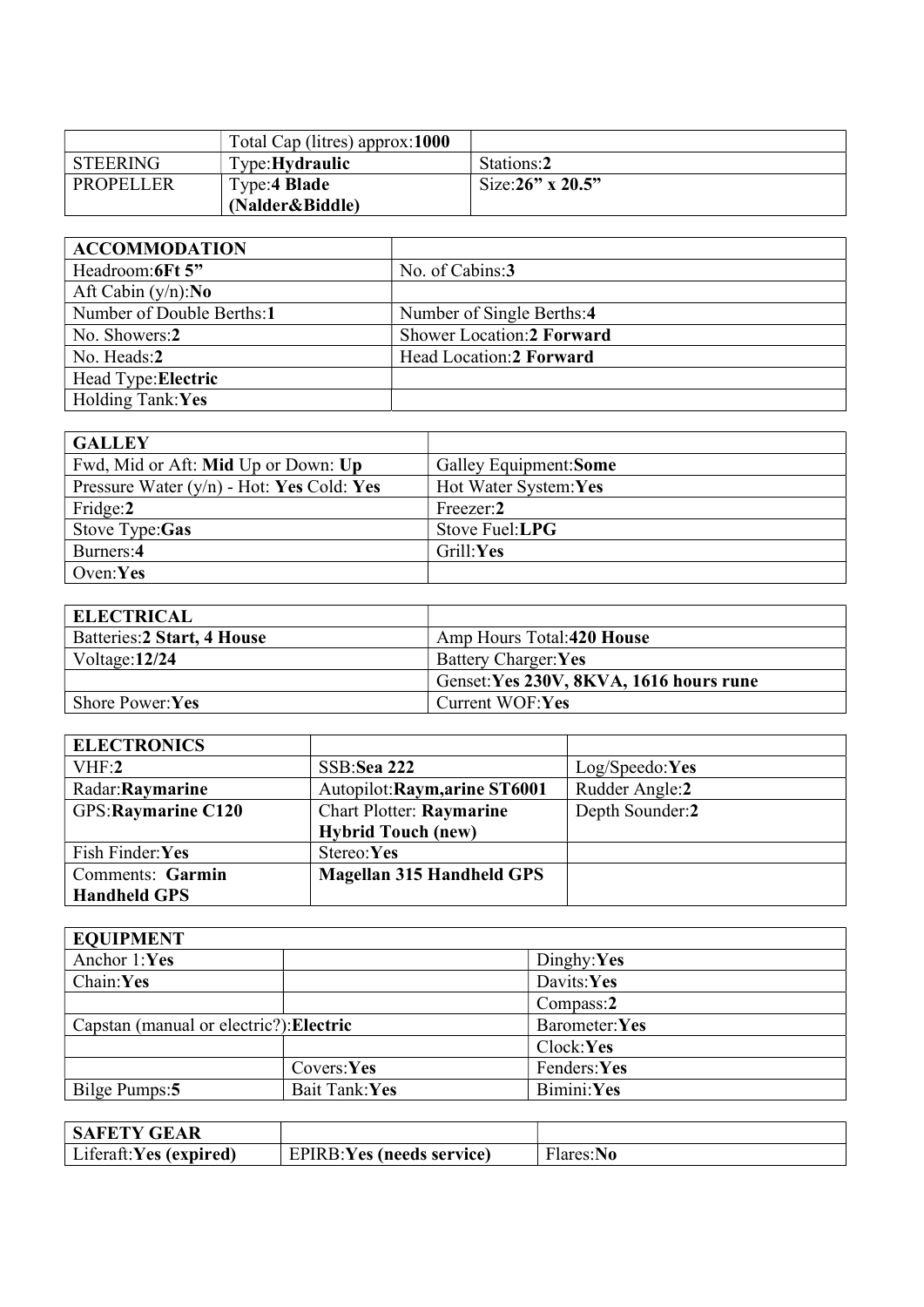| | Total Cap (litres) approx:**1000** | |
|---|---|---|
| STEERING | Type:**Hydraulic** | Stations:**2** |
| PROPELLER | Type:**4 Blade (Nalder&Biddle)** | Size:**26” x 20.5”** |

| **ACCOMMODATION** | |
|---|---|
| Headroom:**6Ft 5”** | No. of Cabins:**3** |
| Aft Cabin (y/n):**No** | |
| Number of Double Berths:**1** | Number of Single Berths:**4** |
| No. Showers:**2** | Shower Location:**2 Forward** |
| No. Heads:**2** | Head Location:**2 Forward** |
| Head Type:**Electric** | |
| Holding Tank:**Yes** | |

| **GALLEY** | |
|---|---|
| Fwd, Mid or Aft: **Mid** Up or Down: **Up** | Galley Equipment:**Some** |
| Pressure Water (y/n) - Hot: **Yes** Cold: **Yes** | Hot Water System:**Yes** |
| Fridge:**2** | Freezer:**2** |
| Stove Type:**Gas** | Stove Fuel:**LPG** |
| Burners:**4** | Grill:**Yes** |
| Oven:**Yes** | |

| **ELECTRICAL** | |
|---|---|
| Batteries:**2 Start, 4 House** | Amp Hours Total:**420 House** |
| Voltage:**12/24** | Battery Charger:**Yes** |
| | Genset:**Yes 230V, 8KVA, 1616 hours rune** |
| Shore Power:**Yes** | Current WOF:**Yes** |

| **ELECTRONICS** | | |
|---|---|---|
| VHF:**2** | SSB:**Sea 222** | Log/Speedo:**Yes** |
| Radar:**Raymarine** | Autopilot:**Raym,arine ST6001** | Rudder Angle:**2** |
| GPS:**Raymarine C120** | Chart Plotter: **Raymarine Hybrid Touch (new)** | Depth Sounder:**2** |
| Fish Finder:**Yes** | Stereo:**Yes** | |
| Comments: **Garmin Handheld GPS** | **Magellan 315 Handheld GPS** | |

| **EQUIPMENT** | | |
|---|---|---|
| Anchor 1:**Yes** | | Dinghy:**Yes** |
| Chain:**Yes** | | Davits:**Yes** |
| | | Compass:**2** |
| Capstan (manual or electric?):**Electric** | | Barometer:**Yes** |
| | | Clock:**Yes** |
| | Covers:**Yes** | Fenders:**Yes** |
| Bilge Pumps:**5** | Bait Tank:**Yes** | Bimini:**Yes** |

| **SAFETY GEAR** | | |
|---|---|---|
| Liferaft:**Yes (expired)** | EPIRB:**Yes (needs service)** | Flares:**No** |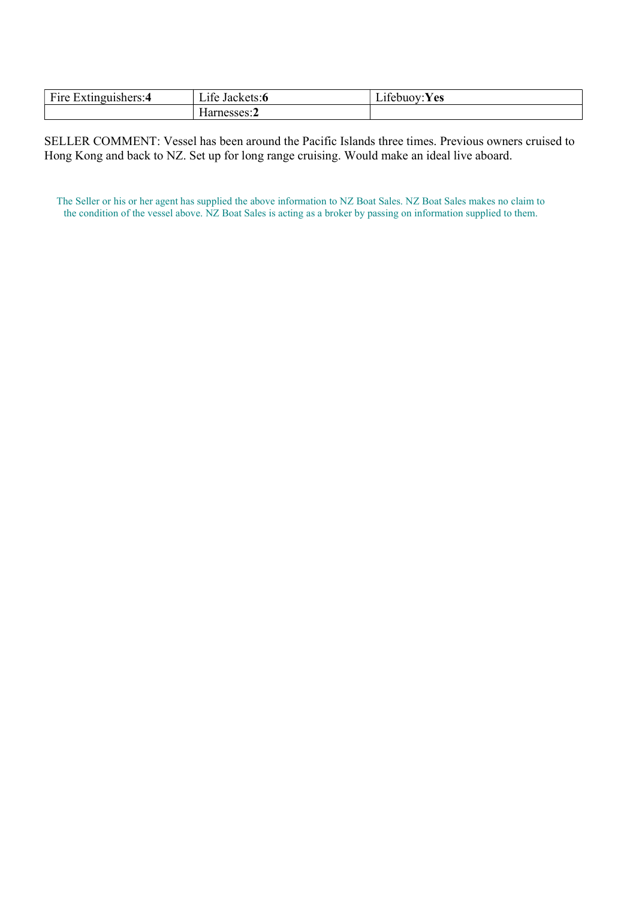| | | |
|---|---|---|
| Fire Extinguishers:**4** | Life Jackets:**6** | Lifebuoy:**Yes** |
| | Harnesses:**2** | |

SELLER COMMENT: Vessel has been around the Pacific Islands three times. Previous owners cruised to Hong Kong and back to NZ. Set up for long range cruising. Would make an ideal live aboard.

The Seller or his or her agent has supplied the above information to NZ Boat Sales. NZ Boat Sales makes no claim to the condition of the vessel above. NZ Boat Sales is acting as a broker by passing on information supplied to them.